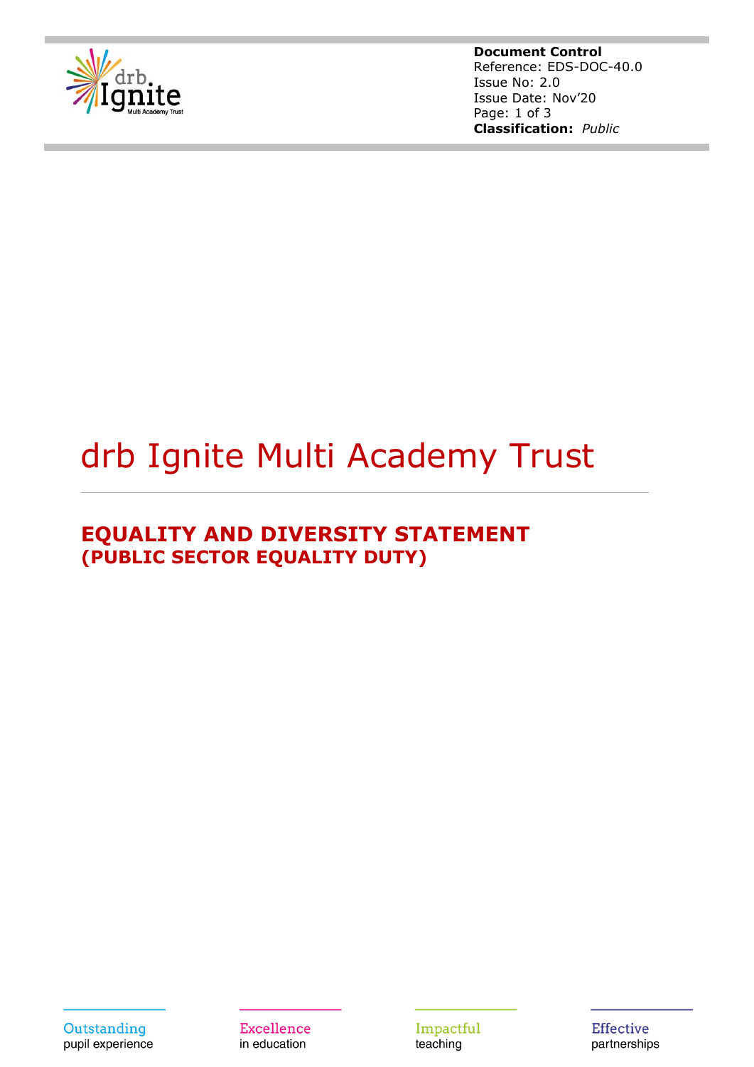**Document Control**
Reference: EDS-DOC-40.0
Issue No: 2.0
Issue Date: Nov'20
**Classification:** *Public*

# drb Ignite Multi Academy Trust

## EQUALITY AND DIVERSITY STATEMENT
### (PUBLIC SECTOR EQUALITY DUTY)

Outstanding pupil experience | Excellence in education | Impactful teaching | Effective partnerships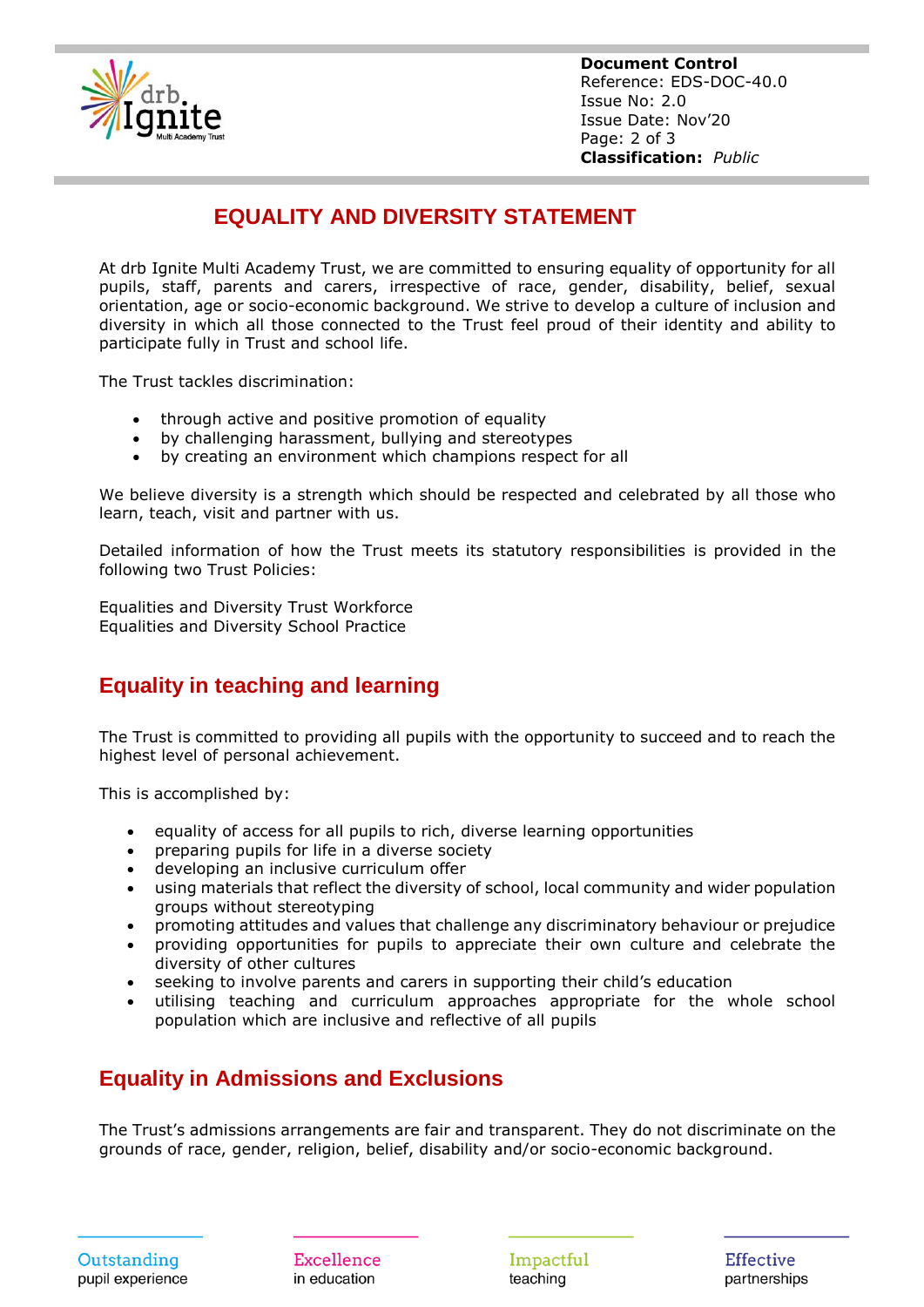# EQUALITY AND DIVERSITY STATEMENT

At drb Ignite Multi Academy Trust, we are committed to ensuring equality of opportunity for all pupils, staff, parents and carers, irrespective of race, gender, disability, belief, sexual orientation, age or socio-economic background. We strive to develop a culture of inclusion and diversity in which all those connected to the Trust feel proud of their identity and ability to participate fully in Trust and school life.

The Trust tackles discrimination:

- through active and positive promotion of equality
- by challenging harassment, bullying and stereotypes
- by creating an environment which champions respect for all

We believe diversity is a strength which should be respected and celebrated by all those who learn, teach, visit and partner with us.

Detailed information of how the Trust meets its statutory responsibilities is provided in the following two Trust Policies:

Equalities and Diversity Trust Workforce
Equalities and Diversity School Practice

## Equality in teaching and learning

The Trust is committed to providing all pupils with the opportunity to succeed and to reach the highest level of personal achievement.

This is accomplished by:

- equality of access for all pupils to rich, diverse learning opportunities
- preparing pupils for life in a diverse society
- developing an inclusive curriculum offer
- using materials that reflect the diversity of school, local community and wider population groups without stereotyping
- promoting attitudes and values that challenge any discriminatory behaviour or prejudice
- providing opportunities for pupils to appreciate their own culture and celebrate the diversity of other cultures
- seeking to involve parents and carers in supporting their child's education
- utilising teaching and curriculum approaches appropriate for the whole school population which are inclusive and reflective of all pupils

## Equality in Admissions and Exclusions

The Trust's admissions arrangements are fair and transparent. They do not discriminate on the grounds of race, gender, religion, belief, disability and/or socio-economic background.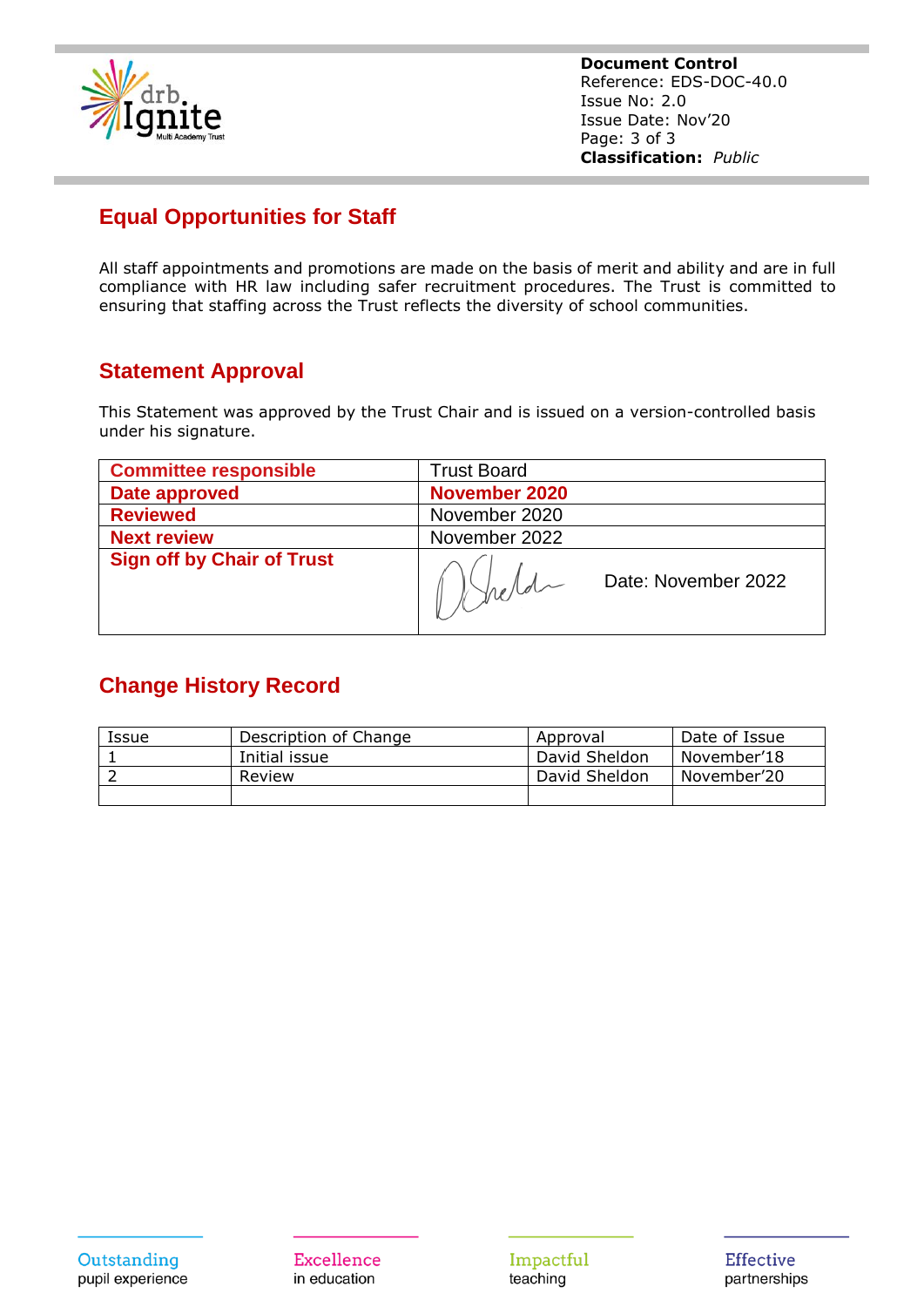## Equal Opportunities for Staff

All staff appointments and promotions are made on the basis of merit and ability and are in full compliance with HR law including safer recruitment procedures. The Trust is committed to ensuring that staffing across the Trust reflects the diversity of school communities.

## Statement Approval

This Statement was approved by the Trust Chair and is issued on a version-controlled basis under his signature.

| | |
|---|---|
| **Committee responsible** | Trust Board |
| **Date approved** | **November 2020** |
| **Reviewed** | November 2020 |
| **Next review** | November 2022 |
| **Sign off by Chair of Trust** | D Sheldon Date: November 2022 |

## Change History Record

| Issue | Description of Change | Approval | Date of Issue |
|---|---|---|---|
| 1 | Initial issue | David Sheldon | November'18 |
| 2 | Review | David Sheldon | November'20 |
| | | | |